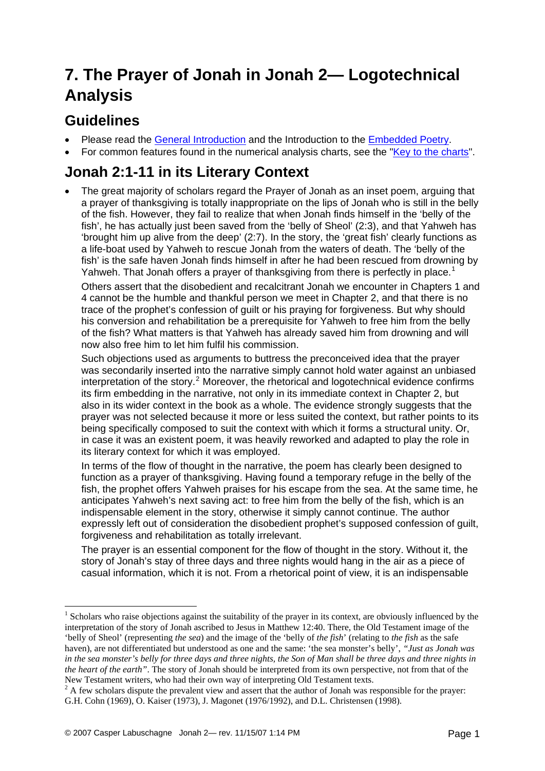# 7. The Prayer of Jonah in Jonah 2— Logotechnical Analysis

## Guidelines

- Please read the General Introduction and the Introduction to the Embedded Poetry.
- For common features found in the numerical analysis charts, see the "Key to the charts".

## Jonah 2:1-11 in its Literary Context

- The great majority of scholars regard the Prayer of Jonah as an inset poem, arguing that a prayer of thanksgiving is totally inappropriate on the lips of Jonah who is still in the belly of the fish. However, they fail to realize that when Jonah finds himself in the 'belly of the fish', he has actually just been saved from the 'belly of Sheol' (2:3), and that Yahweh has 'brought him up alive from the deep' (2:7). In the story, the 'great fish' clearly functions as a life-boat used by Yahweh to rescue Jonah from the waters of death. The 'belly of the fish' is the safe haven Jonah finds himself in after he had been rescued from drowning by Yahweh. That Jonah offers a prayer of thanksgiving from there is perfectly in place.[1]

  Others assert that the disobedient and recalcitrant Jonah we encounter in Chapters 1 and 4 cannot be the humble and thankful person we meet in Chapter 2, and that there is no trace of the prophet's confession of guilt or his praying for forgiveness. But why should his conversion and rehabilitation be a prerequisite for Yahweh to free him from the belly of the fish? What matters is that Yahweh has already saved him from drowning and will now also free him to let him fulfil his commission.

  Such objections used as arguments to buttress the preconceived idea that the prayer was secondarily inserted into the narrative simply cannot hold water against an unbiased interpretation of the story.[2] Moreover, the rhetorical and logotechnical evidence confirms its firm embedding in the narrative, not only in its immediate context in Chapter 2, but also in its wider context in the book as a whole. The evidence strongly suggests that the prayer was not selected because it more or less suited the context, but rather points to its being specifically composed to suit the context with which it forms a structural unity. Or, in case it was an existent poem, it was heavily reworked and adapted to play the role in its literary context for which it was employed.

  In terms of the flow of thought in the narrative, the poem has clearly been designed to function as a prayer of thanksgiving. Having found a temporary refuge in the belly of the fish, the prophet offers Yahweh praises for his escape from the sea. At the same time, he anticipates Yahweh's next saving act: to free him from the belly of the fish, which is an indispensable element in the story, otherwise it simply cannot continue. The author expressly left out of consideration the disobedient prophet's supposed confession of guilt, forgiveness and rehabilitation as totally irrelevant.

  The prayer is an essential component for the flow of thought in the story. Without it, the story of Jonah's stay of three days and three nights would hang in the air as a piece of casual information, which it is not. From a rhetorical point of view, it is an indispensable

[1] Scholars who raise objections against the suitability of the prayer in its context, are obviously influenced by the interpretation of the story of Jonah ascribed to Jesus in Matthew 12:40. There, the Old Testament image of the 'belly of Sheol' (representing *the sea*) and the image of the 'belly of *the fish*' (relating to *the fish* as the safe haven), are not differentiated but understood as one and the same: 'the sea monster's belly', *"Just as Jonah was in the sea monster's belly for three days and three nights, the Son of Man shall be three days and three nights in the heart of the earth"*. The story of Jonah should be interpreted from its own perspective, not from that of the New Testament writers, who had their own way of interpreting Old Testament texts.

[2] A few scholars dispute the prevalent view and assert that the author of Jonah was responsible for the prayer: G.H. Cohn (1969), O. Kaiser (1973), J. Magonet (1976/1992), and D.L. Christensen (1998).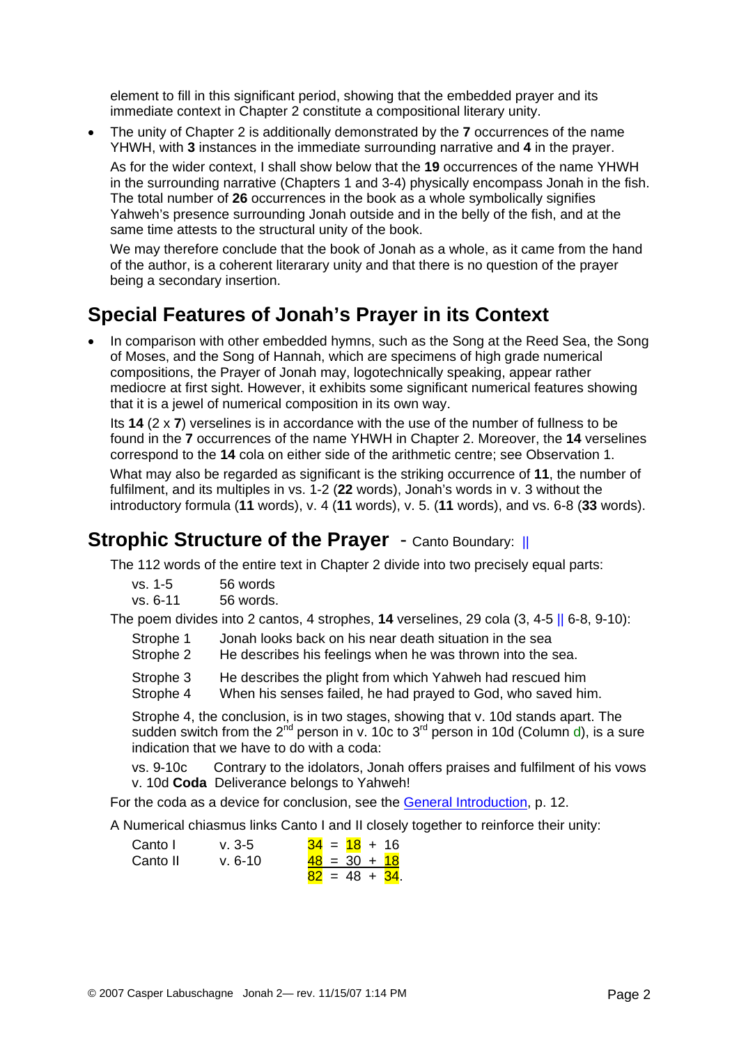element to fill in this significant period, showing that the embedded prayer and its immediate context in Chapter 2 constitute a compositional literary unity.

- The unity of Chapter 2 is additionally demonstrated by the **7** occurrences of the name YHWH, with **3** instances in the immediate surrounding narrative and **4** in the prayer.

  As for the wider context, I shall show below that the **19** occurrences of the name YHWH in the surrounding narrative (Chapters 1 and 3-4) physically encompass Jonah in the fish. The total number of **26** occurrences in the book as a whole symbolically signifies Yahweh's presence surrounding Jonah outside and in the belly of the fish, and at the same time attests to the structural unity of the book.

  We may therefore conclude that the book of Jonah as a whole, as it came from the hand of the author, is a coherent literarary unity and that there is no question of the prayer being a secondary insertion.

## Special Features of Jonah's Prayer in its Context

- In comparison with other embedded hymns, such as the Song at the Reed Sea, the Song of Moses, and the Song of Hannah, which are specimens of high grade numerical compositions, the Prayer of Jonah may, logotechnically speaking, appear rather mediocre at first sight. However, it exhibits some significant numerical features showing that it is a jewel of numerical composition in its own way.

  Its **14** (2 x **7**) verselines is in accordance with the use of the number of fullness to be found in the **7** occurrences of the name YHWH in Chapter 2. Moreover, the **14** verselines correspond to the **14** cola on either side of the arithmetic centre; see Observation 1.

  What may also be regarded as significant is the striking occurrence of **11**, the number of fulfilment, and its multiples in vs. 1-2 (**22** words), Jonah's words in v. 3 without the introductory formula (**11** words), v. 4 (**11** words), v. 5. (**11** words), and vs. 6-8 (**33** words).

## Strophic Structure of the Prayer - Canto Boundary: ||

The 112 words of the entire text in Chapter 2 divide into two precisely equal parts:

vs. 1-5 56 words
vs. 6-11 56 words.

The poem divides into 2 cantos, 4 strophes, **14** verselines, 29 cola (3, 4-5 || 6-8, 9-10):

Strophe 1 Jonah looks back on his near death situation in the sea
Strophe 2 He describes his feelings when he was thrown into the sea.

Strophe 3 He describes the plight from which Yahweh had rescued him
Strophe 4 When his senses failed, he had prayed to God, who saved him.

Strophe 4, the conclusion, is in two stages, showing that v. 10d stands apart. The sudden switch from the 2nd person in v. 10c to 3rd person in 10d (Column d), is a sure indication that we have to do with a coda:

vs. 9-10c Contrary to the idolators, Jonah offers praises and fulfilment of his vows
v. 10d **Coda** Deliverance belongs to Yahweh!

For the coda as a device for conclusion, see the General Introduction, p. 12.

A Numerical chiasmus links Canto I and II closely together to reinforce their unity:

| | | |
|---|---|---|
| Canto I | v. 3-5 | 34 = 18 + 16 |
| Canto II | v. 6-10 | 48 = 30 + 18 |
| | | 82 = 48 + 34. |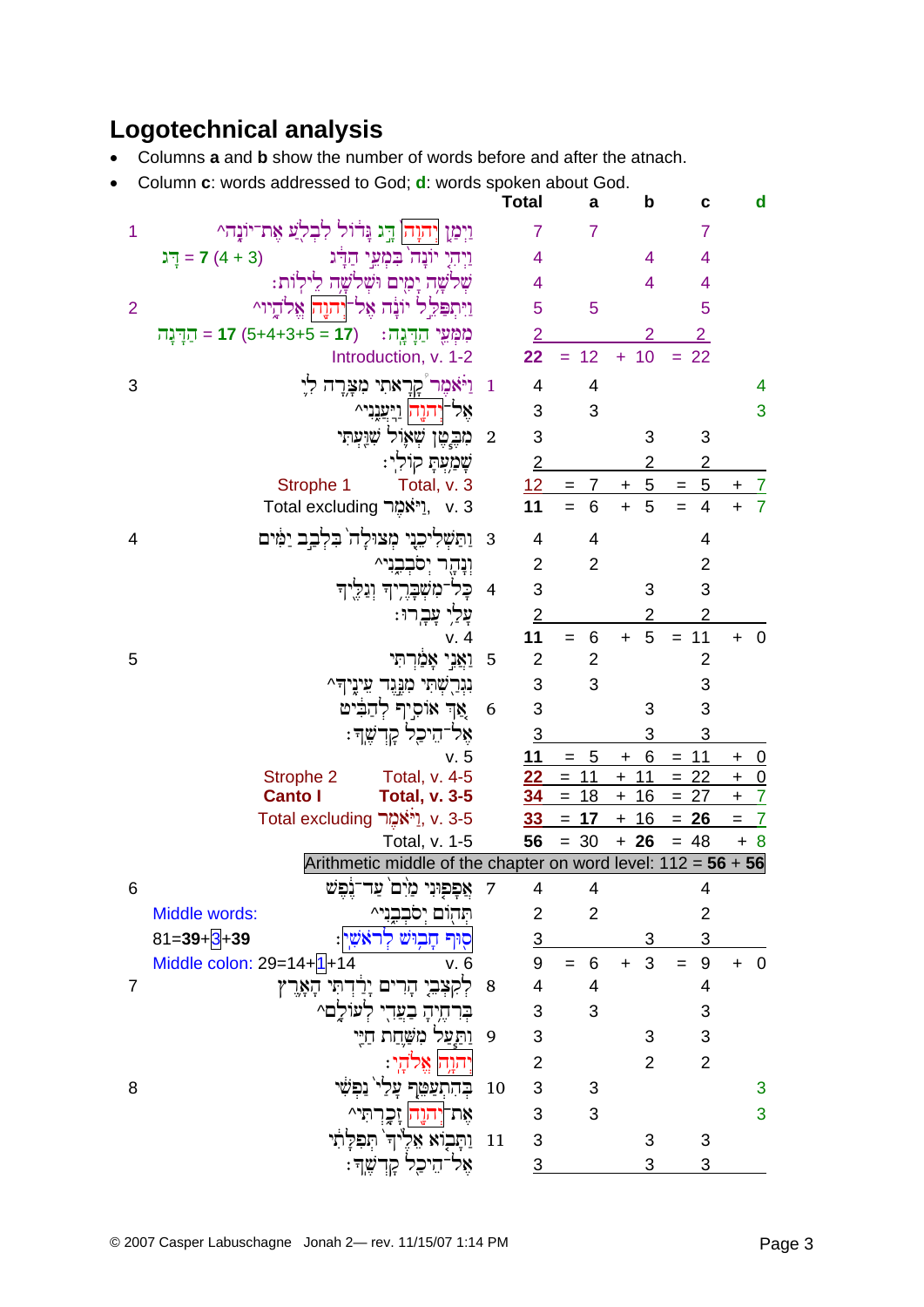## Logotechnical analysis

- Columns **a** and **b** show the number of words before and after the atnach.
- Column **c**: words addressed to God; **d**: words spoken about God.

| | | Hebrew | | Total | a | b | c | d |
|---|---|---|---|---|---|---|---|---|
| 1 | | וַיְמַן יְהוָה דָּג גָּדוֹל לִבְלֹעַ אֶת־יוֹנָה^ | | 7 | 7 | | 7 | |
| | דָּג = **7** (4 + 3) | וַיְהִי יוֹנָה בִּמְעֵי הַדָּג | | 4 | | 4 | 4 | |
| | | שְׁלֹשָׁה יָמִים וּשְׁלֹשָׁה לֵילוֹת׃ | | 4 | | 4 | 4 | |
| 2 | | וַיִּתְפַּלֵּל יוֹנָה אֶל־יְהוָה אֱלֹהָיו^ | | 5 | 5 | | 5 | |
| | הַדָּגָה = **17** (5+4+3+5 = **17**) | מִמְּעֵי הַדָּגָה׃ | | 2 | | 2 | 2 | |
| | | Introduction, v. 1-2 | | **22** | = 12 | + 10 | = 22 | |
| 3 | | וַיֹּאמֶר קָרָאתִי מִצָּרָה לִי | 1 | 4 | 4 | | | 4 |
| | | אֶל־יְהוָה וַיַּעֲנֵנִי^ | | 3 | 3 | | | 3 |
| | | מִבֶּטֶן שְׁאוֹל שִׁוַּעְתִּי | 2 | 3 | | 3 | 3 | |
| | | שָׁמַעְתָּ קוֹלִי׃ | | 2 | | 2 | 2 | |
| | Strophe 1 | Total, v. 3 | | 12 | = 7 | + 5 | = 5 | + 7 |
| | | Total excluding וַיֹּאמֶר, v. 3 | | **11** | = 6 | + 5 | = 4 | + 7 |
| 4 | | וַתַּשְׁלִיכֵנִי מְצוּלָה בִּלְבַב יַמִּים | 3 | 4 | 4 | | 4 | |
| | | וְנָהָר יְסֹבְבֵנִי^ | | 2 | 2 | | 2 | |
| | | כָּל־מִשְׁבָּרֶיךָ וְגַלֶּיךָ | 4 | 3 | | 3 | 3 | |
| | | עָלַי עָבָרוּ׃ | | 2 | | 2 | 2 | |
| | | v. 4 | | **11** | = 6 | + 5 | = 11 | + 0 |
| 5 | | וַאֲנִי אָמַרְתִּי | 5 | 2 | 2 | | 2 | |
| | | נִגְרַשְׁתִּי מִנֶּגֶד עֵינֶיךָ^ | | 3 | 3 | | 3 | |
| | | אַךְ אוֹסִיף לְהַבִּיט | 6 | 3 | | 3 | 3 | |
| | | אֶל־הֵיכַל קָדְשֶׁךָ׃ | | 3 | | 3 | 3 | |
| | | v. 5 | | **11** | = 5 | + 6 | = 11 | + 0 |
| | Strophe 2 | Total, v. 4-5 | | 22 | = 11 | + 11 | = 22 | + 0 |
| | **Canto I** | **Total, v. 3-5** | | 34 | = 18 | + 16 | = 27 | + 7 |
| | | Total excluding וַיֹּאמֶר, v. 3-5 | | 33 | = **17** | + 16 | = **26** | = 7 |
| | | Total, v. 1-5 | | **56** | = 30 | + **26** | = 48 | + 8 |
| | | Arithmetic middle of the chapter on word level: 112 = **56** + **56** | | | | | | |
| 6 | | אֲפָפוּנִי מַיִם עַד־נֶפֶשׁ | 7 | 4 | 4 | | 4 | |
| | Middle words: | תְּהוֹם יְסֹבְבֵנִי^ | | 2 | 2 | | 2 | |
| | 81=**39**+3+**39** | סוּף חָבוּשׁ לְרֹאשִׁי׃ | | 3 | | 3 | 3 | |
| | Middle colon: 29=14+1+14 | v. 6 | | 9 | = 6 | + 3 | = 9 | + 0 |
| 7 | | לְקִצְבֵי הָרִים יָרַדְתִּי הָאָרֶץ | 8 | 4 | 4 | | 4 | |
| | | בְּרִחֶיהָ בַעֲדִי לְעוֹלָם^ | | 3 | 3 | | 3 | |
| | | וַתַּעַל מִשַּׁחַת חַיַּי | 9 | 3 | | 3 | 3 | |
| | | יְהוָה אֱלֹהָי׃ | | 2 | | 2 | 2 | |
| 8 | | בְּהִתְעַטֵּף עָלַי נַפְשִׁי | 10 | 3 | 3 | | | 3 |
| | | אֶת־יְהוָה זָכָרְתִּי^ | | 3 | 3 | | | 3 |
| | | וַתָּבוֹא אֵלֶיךָ תְּפִלָּתִי | 11 | 3 | | 3 | 3 | |
| | | אֶל־הֵיכַל קָדְשֶׁךָ׃ | | 3 | | 3 | 3 | |

© 2007 Casper Labuschagne Jonah 2— rev. 11/15/07 1:14 PM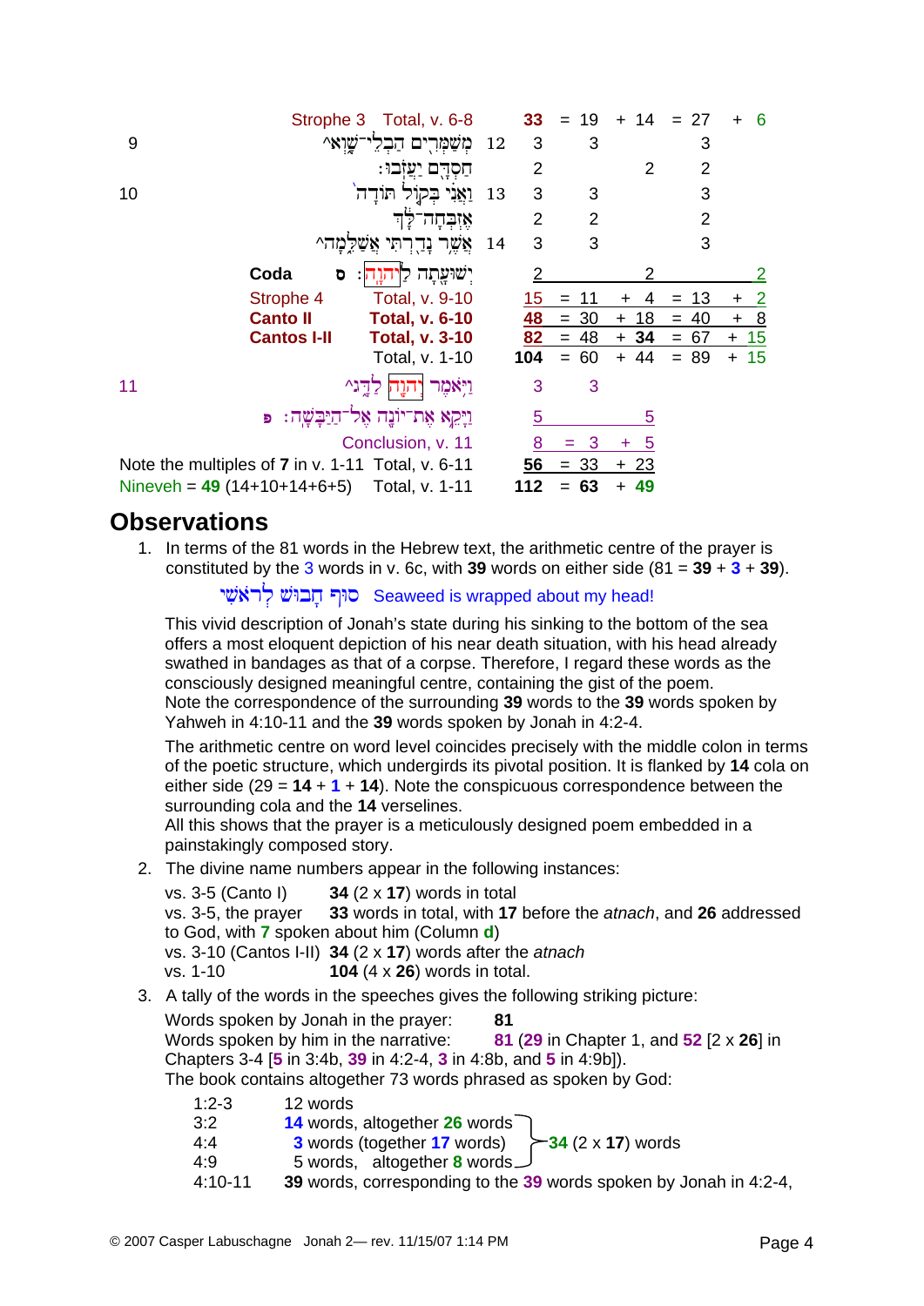| | | | | | | | | | |
|---|---|---|---|---|---|---|---|---|---|
| | Strophe 3 Total, v. 6-8 | | **33** | = 19 | + 14 | = 27 | + 6 |
| 9 | ^מְשַׁמְּרִים הַבְלֵי־שָׁוְא | 12 | 3 | 3 | | 3 | |
| | חַסְדָּם יַעֲזֹבוּ׃ | | 2 | | 2 | 2 | |
| 10 | וַאֲנִי בְּקוֹל תּוֹדָה` | 13 | 3 | 3 | | 3 | |
| | אֶזְבְּחָה־לָּךְ | | 2 | 2 | | 2 | |
| | ^אֲשֶׁר נָדַרְתִּי אֲשַׁלֵּמָה | 14 | 3 | 3 | | 3 | |
| | **Coda** ס ׃ יְשׁוּעָתָה לַיהוָה | | 2 | | 2 | | 2 |
| | Strophe 4 Total, v. 9-10 | | 15 | = 11 | + 4 | = 13 | + 2 |
| | **Canto II Total, v. 6-10** | | **48** | = 30 | + 18 | = 40 | + 8 |
| | **Cantos I-II Total, v. 3-10** | | **82** | = 48 | + **34** | = 67 | + 15 |
| | Total, v. 1-10 | | **104** | = 60 | + 44 | = 89 | + 15 |
| 11 | ^וַיֹּאמֶר יְהוָה לַדָּג | | 3 | 3 | | | |
| | פ ׃ וַיָּקֵא אֶת־יוֹנָה אֶל־הַיַּבָּשָׁה | | 5 | | 5 | | |
| | Conclusion, v. 11 | | 8 | = 3 | + 5 | | |
| | Note the multiples of **7** in v. 1-11 Total, v. 6-11 | | **56** | = 33 | + 23 | | |
| | Nineveh = **49** (14+10+14+6+5) Total, v. 1-11 | | **112** | = **63** | + **49** | | |

## Observations

1. In terms of the 81 words in the Hebrew text, the arithmetic centre of the prayer is constituted by the 3 words in v. 6c, with **39** words on either side (81 = **39** + **3** + **39**).

   סוּף חָבוּשׁ לְרֹאשִׁי Seaweed is wrapped about my head!

   This vivid description of Jonah's state during his sinking to the bottom of the sea offers a most eloquent depiction of his near death situation, with his head already swathed in bandages as that of a corpse. Therefore, I regard these words as the consciously designed meaningful centre, containing the gist of the poem.
   Note the correspondence of the surrounding **39** words to the **39** words spoken by Yahweh in 4:10-11 and the **39** words spoken by Jonah in 4:2-4.

   The arithmetic centre on word level coincides precisely with the middle colon in terms of the poetic structure, which undergirds its pivotal position. It is flanked by **14** cola on either side (29 = **14** + **1** + **14**). Note the conspicuous correspondence between the surrounding cola and the **14** verselines.
   All this shows that the prayer is a meticulously designed poem embedded in a painstakingly composed story.

2. The divine name numbers appear in the following instances:

   vs. 3-5 (Canto I) **34** (2 x **17**) words in total
   vs. 3-5, the prayer **33** words in total, with **17** before the *atnach*, and **26** addressed to God, with **7** spoken about him (Column **d**)
   vs. 3-10 (Cantos I-II) **34** (2 x **17**) words after the *atnach*
   vs. 1-10 **104** (4 x **26**) words in total.

3. A tally of the words in the speeches gives the following striking picture:

   Words spoken by Jonah in the prayer: **81**
   Words spoken by him in the narrative: **81** (**29** in Chapter 1, and **52** [2 x **26**] in Chapters 3-4 [**5** in 3:4b, **39** in 4:2-4, **3** in 4:8b, and **5** in 4:9b]).
   The book contains altogether 73 words phrased as spoken by God:

   | | | |
   |---|---|---|
   | 1:2-3 | 12 words | |
   | 3:2 | **14** words, altogether **26** words | **34** (2 x **17**) words |
   | 4:4 | **3** words (together **17** words) | |
   | 4:9 | 5 words, altogether **8** words | |
   | 4:10-11 | **39** words, corresponding to the **39** words spoken by Jonah in 4:2-4, | |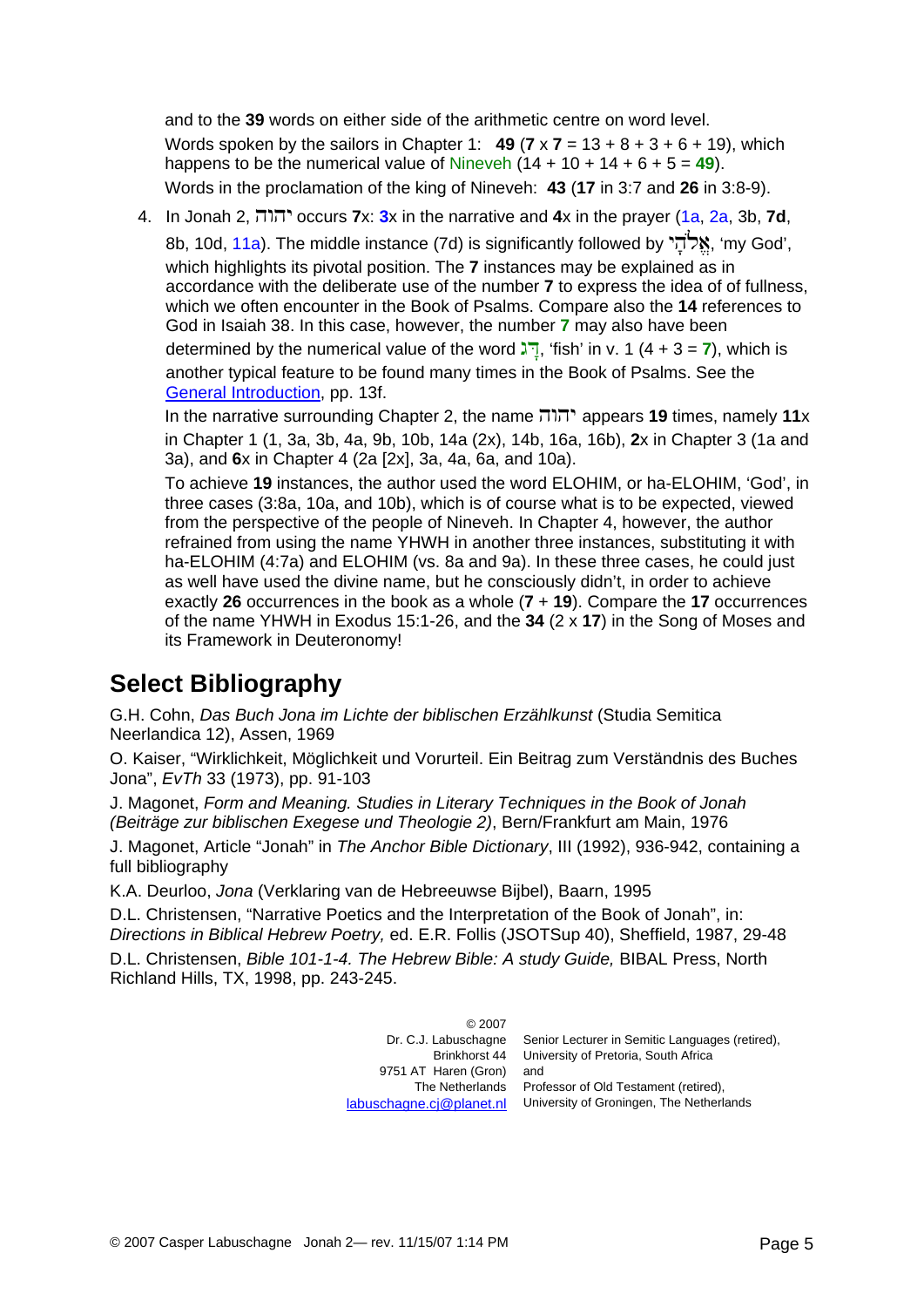and to the **39** words on either side of the arithmetic centre on word level.

Words spoken by the sailors in Chapter 1: **49** (**7** x **7** = 13 + 8 + 3 + 6 + 19), which happens to be the numerical value of Nineveh (14 + 10 + 14 + 6 + 5 = **49**).

Words in the proclamation of the king of Nineveh: **43** (**17** in 3:7 and **26** in 3:8-9).

4. In Jonah 2, יהוה occurs **7**x: **3**x in the narrative and **4**x in the prayer (1a, 2a, 3b, **7d**, 8b, 10d, 11a). The middle instance (7d) is significantly followed by אֱלֹהָי, 'my God', which highlights its pivotal position. The **7** instances may be explained as in accordance with the deliberate use of the number **7** to express the idea of of fullness, which we often encounter in the Book of Psalms. Compare also the **14** references to God in Isaiah 38. In this case, however, the number **7** may also have been determined by the numerical value of the word דָּג, 'fish' in v. 1 (4 + 3 = **7**), which is another typical feature to be found many times in the Book of Psalms. See the General Introduction, pp. 13f.

   In the narrative surrounding Chapter 2, the name יהוה appears **19** times, namely **11**x in Chapter 1 (1, 3a, 3b, 4a, 9b, 10b, 14a (2x), 14b, 16a, 16b), **2**x in Chapter 3 (1a and 3a), and **6**x in Chapter 4 (2a [2x], 3a, 4a, 6a, and 10a).

   To achieve **19** instances, the author used the word ELOHIM, or ha-ELOHIM, 'God', in three cases (3:8a, 10a, and 10b), which is of course what is to be expected, viewed from the perspective of the people of Nineveh. In Chapter 4, however, the author refrained from using the name YHWH in another three instances, substituting it with ha-ELOHIM (4:7a) and ELOHIM (vs. 8a and 9a). In these three cases, he could just as well have used the divine name, but he consciously didn't, in order to achieve exactly **26** occurrences in the book as a whole (**7** + **19**). Compare the **17** occurrences of the name YHWH in Exodus 15:1-26, and the **34** (2 x **17**) in the Song of Moses and its Framework in Deuteronomy!

## Select Bibliography

G.H. Cohn, *Das Buch Jona im Lichte der biblischen Erzählkunst* (Studia Semitica Neerlandica 12), Assen, 1969

O. Kaiser, "Wirklichkeit, Möglichkeit und Vorurteil. Ein Beitrag zum Verständnis des Buches Jona", *EvTh* 33 (1973), pp. 91-103

J. Magonet, *Form and Meaning. Studies in Literary Techniques in the Book of Jonah (Beiträge zur biblischen Exegese und Theologie 2)*, Bern/Frankfurt am Main, 1976

J. Magonet, Article "Jonah" in *The Anchor Bible Dictionary*, III (1992), 936-942, containing a full bibliography

K.A. Deurloo, *Jona* (Verklaring van de Hebreeuwse Bijbel), Baarn, 1995

D.L. Christensen, "Narrative Poetics and the Interpretation of the Book of Jonah", in: *Directions in Biblical Hebrew Poetry,* ed. E.R. Follis (JSOTSup 40), Sheffield, 1987, 29-48

D.L. Christensen, *Bible 101-1-4. The Hebrew Bible: A study Guide,* BIBAL Press, North Richland Hills, TX, 1998, pp. 243-245.

© 2007
Dr. C.J. Labuschagne
Brinkhorst 44
9751 AT Haren (Gron)
The Netherlands
labuschagne.cj@planet.nl

Senior Lecturer in Semitic Languages (retired),
University of Pretoria, South Africa
and
Professor of Old Testament (retired),
University of Groningen, The Netherlands